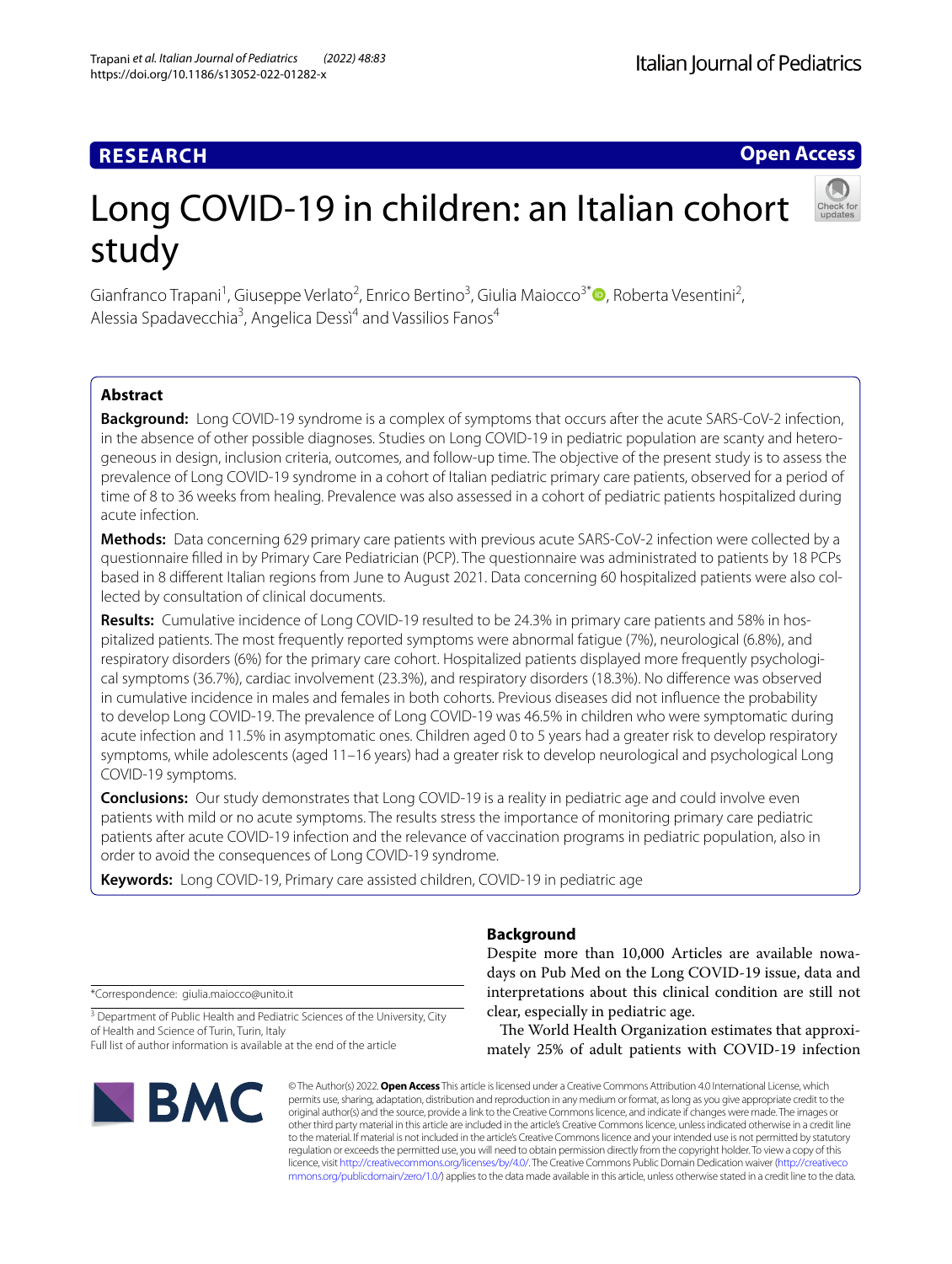RESEARCH

Open Access

# Long COVID-19 in children: an Italian cohort study

Gianfranco Trapani[1], Giuseppe Verlato[2], Enrico Bertino[3], Giulia Maiocco[3*], Roberta Vesentini[2], Alessia Spadavecchia[3], Angelica Dessì[4] and Vassilios Fanos[4]

## Abstract

**Background:** Long COVID-19 syndrome is a complex of symptoms that occurs after the acute SARS-CoV-2 infection, in the absence of other possible diagnoses. Studies on Long COVID-19 in pediatric population are scanty and heterogeneous in design, inclusion criteria, outcomes, and follow-up time. The objective of the present study is to assess the prevalence of Long COVID-19 syndrome in a cohort of Italian pediatric primary care patients, observed for a period of time of 8 to 36 weeks from healing. Prevalence was also assessed in a cohort of pediatric patients hospitalized during acute infection.

**Methods:** Data concerning 629 primary care patients with previous acute SARS-CoV-2 infection were collected by a questionnaire filled in by Primary Care Pediatrician (PCP). The questionnaire was administrated to patients by 18 PCPs based in 8 different Italian regions from June to August 2021. Data concerning 60 hospitalized patients were also collected by consultation of clinical documents.

**Results:** Cumulative incidence of Long COVID-19 resulted to be 24.3% in primary care patients and 58% in hospitalized patients. The most frequently reported symptoms were abnormal fatigue (7%), neurological (6.8%), and respiratory disorders (6%) for the primary care cohort. Hospitalized patients displayed more frequently psychological symptoms (36.7%), cardiac involvement (23.3%), and respiratory disorders (18.3%). No difference was observed in cumulative incidence in males and females in both cohorts. Previous diseases did not influence the probability to develop Long COVID-19. The prevalence of Long COVID-19 was 46.5% in children who were symptomatic during acute infection and 11.5% in asymptomatic ones. Children aged 0 to 5 years had a greater risk to develop respiratory symptoms, while adolescents (aged 11–16 years) had a greater risk to develop neurological and psychological Long COVID-19 symptoms.

**Conclusions:** Our study demonstrates that Long COVID-19 is a reality in pediatric age and could involve even patients with mild or no acute symptoms. The results stress the importance of monitoring primary care pediatric patients after acute COVID-19 infection and the relevance of vaccination programs in pediatric population, also in order to avoid the consequences of Long COVID-19 syndrome.

**Keywords:** Long COVID-19, Primary care assisted children, COVID-19 in pediatric age

## Background

Despite more than 10,000 Articles are available nowadays on Pub Med on the Long COVID-19 issue, data and interpretations about this clinical condition are still not clear, especially in pediatric age.

The World Health Organization estimates that approximately 25% of adult patients with COVID-19 infection

*Correspondence: giulia.maiocco@unito.it

[3] Department of Public Health and Pediatric Sciences of the University, City of Health and Science of Turin, Turin, Italy

Full list of author information is available at the end of the article

© The Author(s) 2022. **Open Access** This article is licensed under a Creative Commons Attribution 4.0 International License, which permits use, sharing, adaptation, distribution and reproduction in any medium or format, as long as you give appropriate credit to the original author(s) and the source, provide a link to the Creative Commons licence, and indicate if changes were made. The images or other third party material in this article are included in the article's Creative Commons licence, unless indicated otherwise in a credit line to the material. If material is not included in the article's Creative Commons licence and your intended use is not permitted by statutory regulation or exceeds the permitted use, you will need to obtain permission directly from the copyright holder. To view a copy of this licence, visit http://creativecommons.org/licenses/by/4.0/. The Creative Commons Public Domain Dedication waiver (http://creativecommons.org/publicdomain/zero/1.0/) applies to the data made available in this article, unless otherwise stated in a credit line to the data.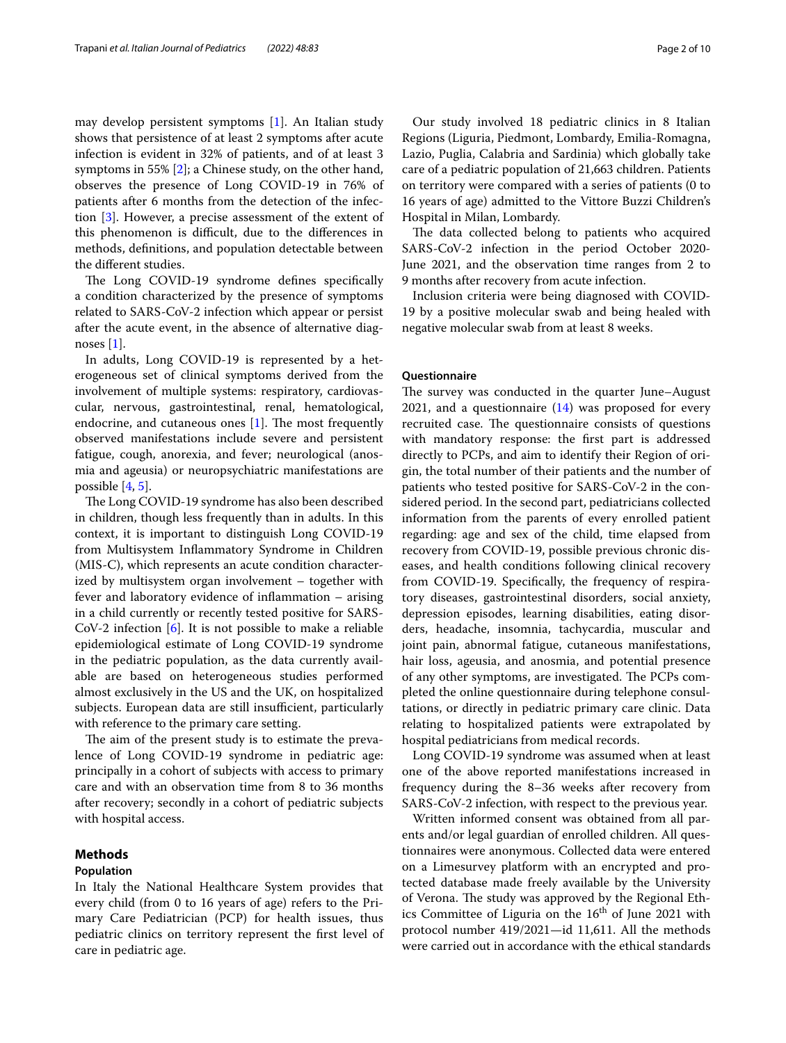may develop persistent symptoms [1]. An Italian study shows that persistence of at least 2 symptoms after acute infection is evident in 32% of patients, and of at least 3 symptoms in 55% [2]; a Chinese study, on the other hand, observes the presence of Long COVID-19 in 76% of patients after 6 months from the detection of the infection [3]. However, a precise assessment of the extent of this phenomenon is difficult, due to the differences in methods, definitions, and population detectable between the different studies.

The Long COVID-19 syndrome defines specifically a condition characterized by the presence of symptoms related to SARS-CoV-2 infection which appear or persist after the acute event, in the absence of alternative diagnoses [1].

In adults, Long COVID-19 is represented by a heterogeneous set of clinical symptoms derived from the involvement of multiple systems: respiratory, cardiovascular, nervous, gastrointestinal, renal, hematological, endocrine, and cutaneous ones [1]. The most frequently observed manifestations include severe and persistent fatigue, cough, anorexia, and fever; neurological (anosmia and ageusia) or neuropsychiatric manifestations are possible [4, 5].

The Long COVID-19 syndrome has also been described in children, though less frequently than in adults. In this context, it is important to distinguish Long COVID-19 from Multisystem Inflammatory Syndrome in Children (MIS-C), which represents an acute condition characterized by multisystem organ involvement – together with fever and laboratory evidence of inflammation – arising in a child currently or recently tested positive for SARS-CoV-2 infection [6]. It is not possible to make a reliable epidemiological estimate of Long COVID-19 syndrome in the pediatric population, as the data currently available are based on heterogeneous studies performed almost exclusively in the US and the UK, on hospitalized subjects. European data are still insufficient, particularly with reference to the primary care setting.

The aim of the present study is to estimate the prevalence of Long COVID-19 syndrome in pediatric age: principally in a cohort of subjects with access to primary care and with an observation time from 8 to 36 months after recovery; secondly in a cohort of pediatric subjects with hospital access.

## Methods

### Population

In Italy the National Healthcare System provides that every child (from 0 to 16 years of age) refers to the Primary Care Pediatrician (PCP) for health issues, thus pediatric clinics on territory represent the first level of care in pediatric age.

Our study involved 18 pediatric clinics in 8 Italian Regions (Liguria, Piedmont, Lombardy, Emilia-Romagna, Lazio, Puglia, Calabria and Sardinia) which globally take care of a pediatric population of 21,663 children. Patients on territory were compared with a series of patients (0 to 16 years of age) admitted to the Vittore Buzzi Children's Hospital in Milan, Lombardy.

The data collected belong to patients who acquired SARS-CoV-2 infection in the period October 2020-June 2021, and the observation time ranges from 2 to 9 months after recovery from acute infection.

Inclusion criteria were being diagnosed with COVID-19 by a positive molecular swab and being healed with negative molecular swab from at least 8 weeks.

### Questionnaire

The survey was conducted in the quarter June–August 2021, and a questionnaire (14) was proposed for every recruited case. The questionnaire consists of questions with mandatory response: the first part is addressed directly to PCPs, and aim to identify their Region of origin, the total number of their patients and the number of patients who tested positive for SARS-CoV-2 in the considered period. In the second part, pediatricians collected information from the parents of every enrolled patient regarding: age and sex of the child, time elapsed from recovery from COVID-19, possible previous chronic diseases, and health conditions following clinical recovery from COVID-19. Specifically, the frequency of respiratory diseases, gastrointestinal disorders, social anxiety, depression episodes, learning disabilities, eating disorders, headache, insomnia, tachycardia, muscular and joint pain, abnormal fatigue, cutaneous manifestations, hair loss, ageusia, and anosmia, and potential presence of any other symptoms, are investigated. The PCPs completed the online questionnaire during telephone consultations, or directly in pediatric primary care clinic. Data relating to hospitalized patients were extrapolated by hospital pediatricians from medical records.

Long COVID-19 syndrome was assumed when at least one of the above reported manifestations increased in frequency during the 8–36 weeks after recovery from SARS-CoV-2 infection, with respect to the previous year.

Written informed consent was obtained from all parents and/or legal guardian of enrolled children. All questionnaires were anonymous. Collected data were entered on a Limesurvey platform with an encrypted and protected database made freely available by the University of Verona. The study was approved by the Regional Ethics Committee of Liguria on the 16th of June 2021 with protocol number 419/2021—id 11,611. All the methods were carried out in accordance with the ethical standards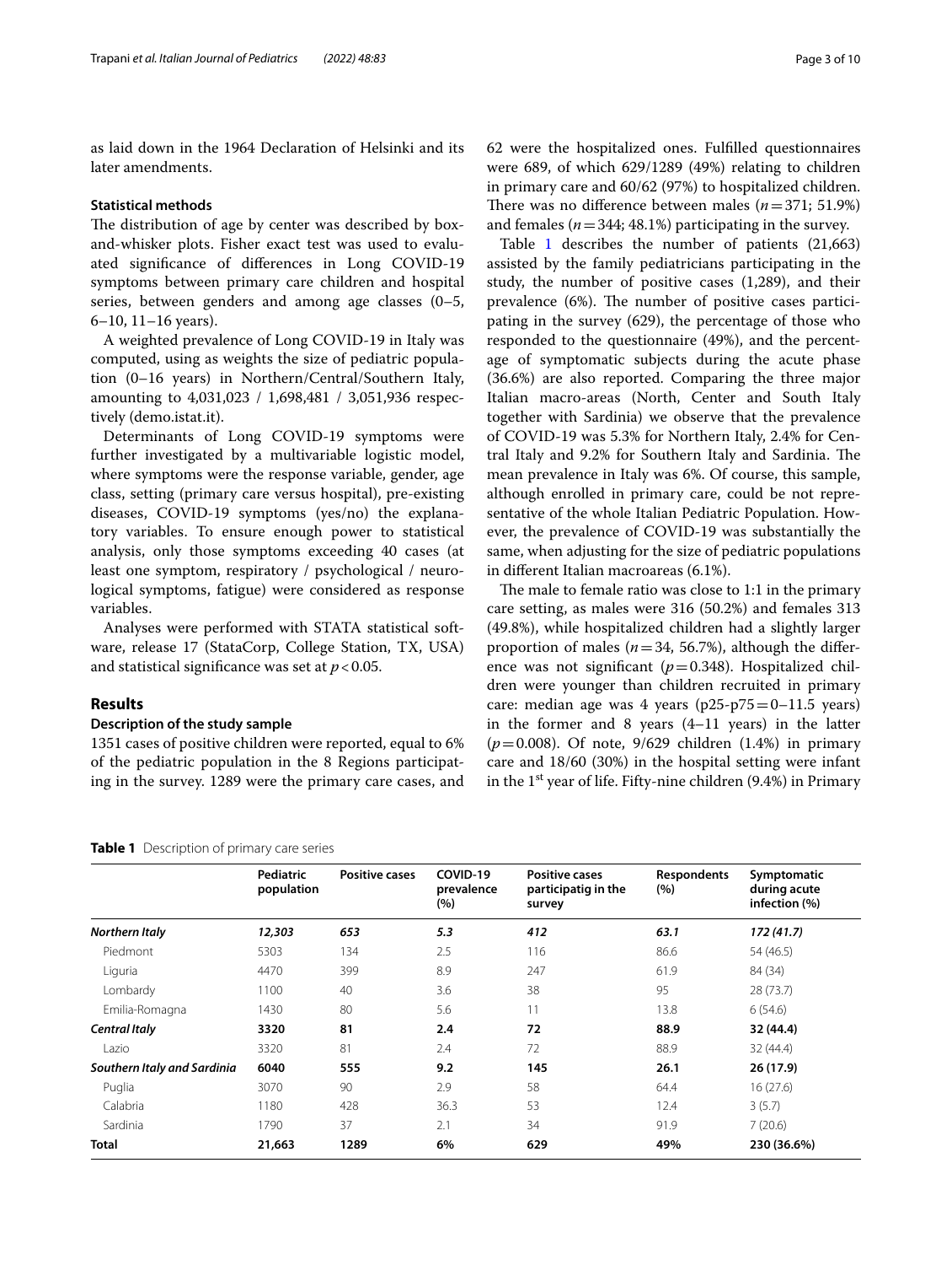as laid down in the 1964 Declaration of Helsinki and its later amendments.

### Statistical methods

The distribution of age by center was described by box-and-whisker plots. Fisher exact test was used to evaluated significance of differences in Long COVID-19 symptoms between primary care children and hospital series, between genders and among age classes (0–5, 6–10, 11–16 years).

A weighted prevalence of Long COVID-19 in Italy was computed, using as weights the size of pediatric population (0–16 years) in Northern/Central/Southern Italy, amounting to 4,031,023 / 1,698,481 / 3,051,936 respectively (demo.istat.it).

Determinants of Long COVID-19 symptoms were further investigated by a multivariable logistic model, where symptoms were the response variable, gender, age class, setting (primary care versus hospital), pre-existing diseases, COVID-19 symptoms (yes/no) the explanatory variables. To ensure enough power to statistical analysis, only those symptoms exceeding 40 cases (at least one symptom, respiratory / psychological / neurological symptoms, fatigue) were considered as response variables.

Analyses were performed with STATA statistical software, release 17 (StataCorp, College Station, TX, USA) and statistical significance was set at $p < 0.05$.

## Results

### Description of the study sample

1351 cases of positive children were reported, equal to 6% of the pediatric population in the 8 Regions participating in the survey. 1289 were the primary care cases, and 62 were the hospitalized ones. Fulfilled questionnaires were 689, of which 629/1289 (49%) relating to children in primary care and 60/62 (97%) to hospitalized children. There was no difference between males ($n = 371$; 51.9%) and females ($n = 344$; 48.1%) participating in the survey.

Table 1 describes the number of patients (21,663) assisted by the family pediatricians participating in the study, the number of positive cases (1,289), and their prevalence (6%). The number of positive cases participating in the survey (629), the percentage of those who responded to the questionnaire (49%), and the percentage of symptomatic subjects during the acute phase (36.6%) are also reported. Comparing the three major Italian macro-areas (North, Center and South Italy together with Sardinia) we observe that the prevalence of COVID-19 was 5.3% for Northern Italy, 2.4% for Central Italy and 9.2% for Southern Italy and Sardinia. The mean prevalence in Italy was 6%. Of course, this sample, although enrolled in primary care, could be not representative of the whole Italian Pediatric Population. However, the prevalence of COVID-19 was substantially the same, when adjusting for the size of pediatric populations in different Italian macroareas (6.1%).

The male to female ratio was close to 1:1 in the primary care setting, as males were 316 (50.2%) and females 313 (49.8%), while hospitalized children had a slightly larger proportion of males ($n = 34$, 56.7%), although the difference was not significant ($p = 0.348$). Hospitalized children were younger than children recruited in primary care: median age was 4 years (p25-p75 = 0–11.5 years) in the former and 8 years (4–11 years) in the latter ($p = 0.008$). Of note, 9/629 children (1.4%) in primary care and 18/60 (30%) in the hospital setting were infant in the 1st year of life. Fifty-nine children (9.4%) in Primary

**Table 1** Description of primary care series

| | Pediatric population | Positive cases | COVID-19 prevalence (%) | Positive cases participatig in the survey | Respondents (%) | Symptomatic during acute infection (%) |
|---|---|---|---|---|---|---|
| ***Northern Italy*** | ***12,303*** | ***653*** | ***5.3*** | ***412*** | ***63.1*** | ***172 (41.7)*** |
| Piedmont | 5303 | 134 | 2.5 | 116 | 86.6 | 54 (46.5) |
| Liguria | 4470 | 399 | 8.9 | 247 | 61.9 | 84 (34) |
| Lombardy | 1100 | 40 | 3.6 | 38 | 95 | 28 (73.7) |
| Emilia-Romagna | 1430 | 80 | 5.6 | 11 | 13.8 | 6 (54.6) |
| ***Central Italy*** | **3320** | **81** | **2.4** | **72** | **88.9** | **32 (44.4)** |
| Lazio | 3320 | 81 | 2.4 | 72 | 88.9 | 32 (44.4) |
| ***Southern Italy and Sardinia*** | **6040** | **555** | **9.2** | **145** | **26.1** | **26 (17.9)** |
| Puglia | 3070 | 90 | 2.9 | 58 | 64.4 | 16 (27.6) |
| Calabria | 1180 | 428 | 36.3 | 53 | 12.4 | 3 (5.7) |
| Sardinia | 1790 | 37 | 2.1 | 34 | 91.9 | 7 (20.6) |
| **Total** | **21,663** | **1289** | **6%** | **629** | **49%** | **230 (36.6%)** |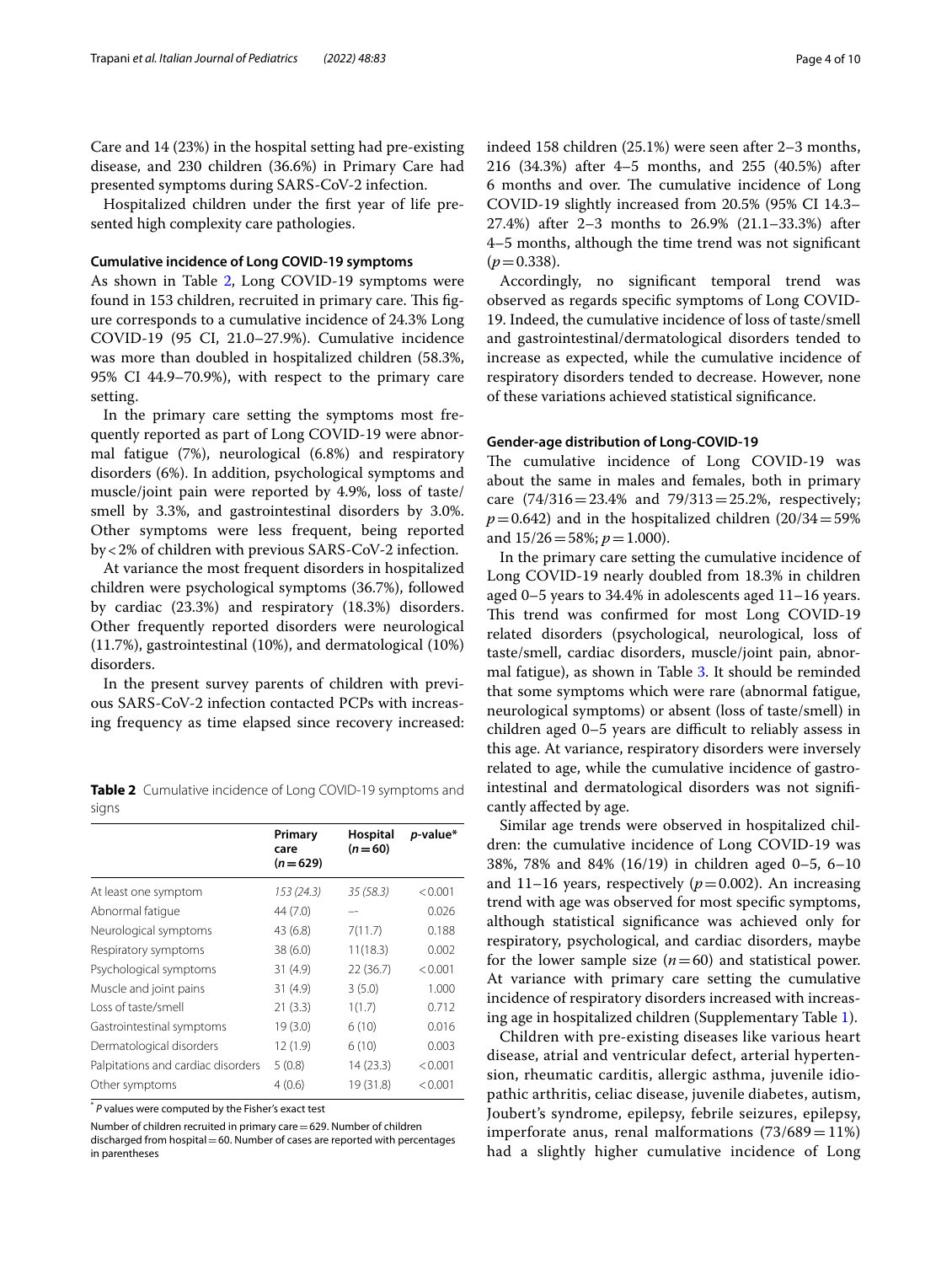Care and 14 (23%) in the hospital setting had pre-existing disease, and 230 children (36.6%) in Primary Care had presented symptoms during SARS-CoV-2 infection.

Hospitalized children under the first year of life presented high complexity care pathologies.

### Cumulative incidence of Long COVID-19 symptoms

As shown in Table 2, Long COVID-19 symptoms were found in 153 children, recruited in primary care. This figure corresponds to a cumulative incidence of 24.3% Long COVID-19 (95 CI, 21.0–27.9%). Cumulative incidence was more than doubled in hospitalized children (58.3%, 95% CI 44.9–70.9%), with respect to the primary care setting.

In the primary care setting the symptoms most frequently reported as part of Long COVID-19 were abnormal fatigue (7%), neurological (6.8%) and respiratory disorders (6%). In addition, psychological symptoms and muscle/joint pain were reported by 4.9%, loss of taste/smell by 3.3%, and gastrointestinal disorders by 3.0%. Other symptoms were less frequent, being reported by < 2% of children with previous SARS-CoV-2 infection.

At variance the most frequent disorders in hospitalized children were psychological symptoms (36.7%), followed by cardiac (23.3%) and respiratory (18.3%) disorders. Other frequently reported disorders were neurological (11.7%), gastrointestinal (10%), and dermatological (10%) disorders.

In the present survey parents of children with previous SARS-CoV-2 infection contacted PCPs with increasing frequency as time elapsed since recovery increased: indeed 158 children (25.1%) were seen after 2–3 months, 216 (34.3%) after 4–5 months, and 255 (40.5%) after 6 months and over. The cumulative incidence of Long COVID-19 slightly increased from 20.5% (95% CI 14.3–27.4%) after 2–3 months to 26.9% (21.1–33.3%) after 4–5 months, although the time trend was not significant ($p=0.338$).

Accordingly, no significant temporal trend was observed as regards specific symptoms of Long COVID-19. Indeed, the cumulative incidence of loss of taste/smell and gastrointestinal/dermatological disorders tended to increase as expected, while the cumulative incidence of respiratory disorders tended to decrease. However, none of these variations achieved statistical significance.

### Gender-age distribution of Long-COVID-19

The cumulative incidence of Long COVID-19 was about the same in males and females, both in primary care (74/316 = 23.4% and 79/313 = 25.2%, respectively; $p=0.642$) and in the hospitalized children (20/34 = 59% and 15/26 = 58%; $p=1.000$).

In the primary care setting the cumulative incidence of Long COVID-19 nearly doubled from 18.3% in children aged 0–5 years to 34.4% in adolescents aged 11–16 years. This trend was confirmed for most Long COVID-19 related disorders (psychological, neurological, loss of taste/smell, cardiac disorders, muscle/joint pain, abnormal fatigue), as shown in Table 3. It should be reminded that some symptoms which were rare (abnormal fatigue, neurological symptoms) or absent (loss of taste/smell) in children aged 0–5 years are difficult to reliably assess in this age. At variance, respiratory disorders were inversely related to age, while the cumulative incidence of gastrointestinal and dermatological disorders was not significantly affected by age.

Similar age trends were observed in hospitalized children: the cumulative incidence of Long COVID-19 was 38%, 78% and 84% (16/19) in children aged 0–5, 6–10 and 11–16 years, respectively ($p=0.002$). An increasing trend with age was observed for most specific symptoms, although statistical significance was achieved only for respiratory, psychological, and cardiac disorders, maybe for the lower sample size ($n=60$) and statistical power. At variance with primary care setting the cumulative incidence of respiratory disorders increased with increasing age in hospitalized children (Supplementary Table 1).

Children with pre-existing diseases like various heart disease, atrial and ventricular defect, arterial hypertension, rheumatic carditis, allergic asthma, juvenile idiopathic arthritis, celiac disease, juvenile diabetes, autism, Joubert's syndrome, epilepsy, febrile seizures, epilepsy, imperforate anus, renal malformations (73/689 = 11%) had a slightly higher cumulative incidence of Long

**Table 2** Cumulative incidence of Long COVID-19 symptoms and signs

| | Primary care ($n=629$) | Hospital ($n=60$) | *p*-value* |
|---|---|---|---|
| At least one symptom | *153 (24.3)* | *35 (58.3)* | < 0.001 |
| Abnormal fatigue | 44 (7.0) | -- | 0.026 |
| Neurological symptoms | 43 (6.8) | 7(11.7) | 0.188 |
| Respiratory symptoms | 38 (6.0) | 11(18.3) | 0.002 |
| Psychological symptoms | 31 (4.9) | 22 (36.7) | < 0.001 |
| Muscle and joint pains | 31 (4.9) | 3 (5.0) | 1.000 |
| Loss of taste/smell | 21 (3.3) | 1(1.7) | 0.712 |
| Gastrointestinal symptoms | 19 (3.0) | 6 (10) | 0.016 |
| Dermatological disorders | 12 (1.9) | 6 (10) | 0.003 |
| Palpitations and cardiac disorders | 5 (0.8) | 14 (23.3) | < 0.001 |
| Other symptoms | 4 (0.6) | 19 (31.8) | < 0.001 |

* *P* values were computed by the Fisher's exact test

Number of children recruited in primary care = 629. Number of children discharged from hospital = 60. Number of cases are reported with percentages in parentheses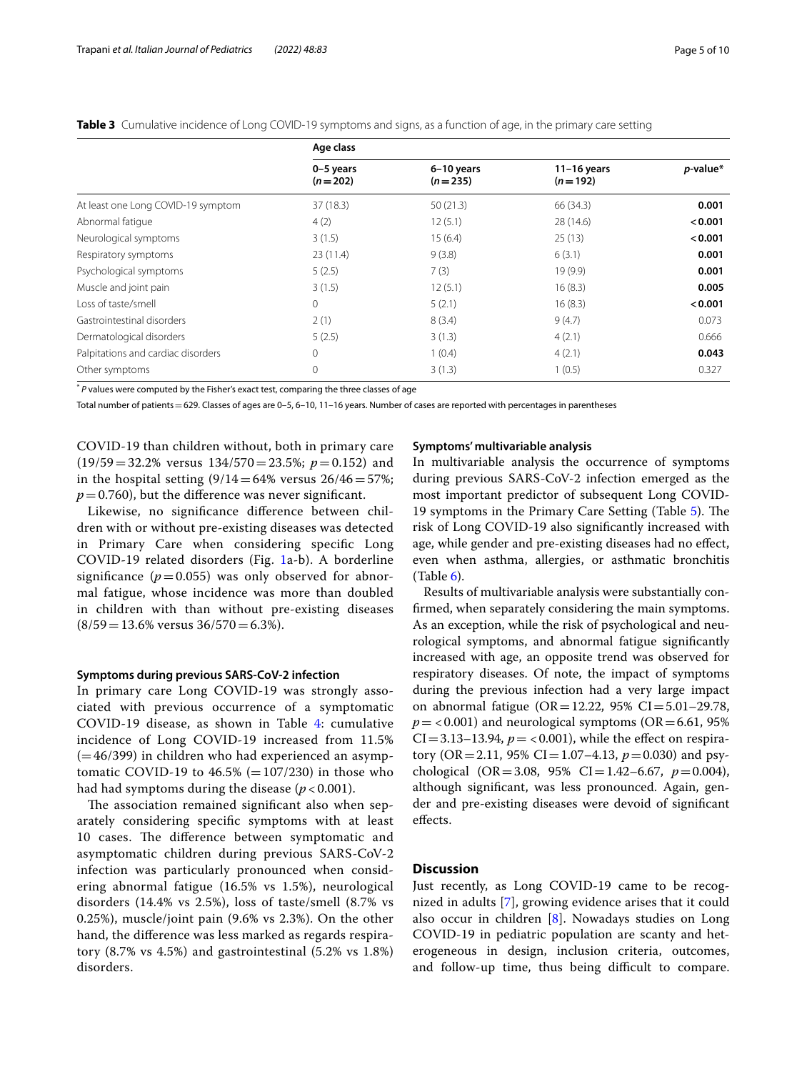**Table 3** Cumulative incidence of Long COVID-19 symptoms and signs, as a function of age, in the primary care setting

| | Age class | | | |
|---|---|---|---|---|
| | 0–5 years (*n* = 202) | 6–10 years (*n* = 235) | 11–16 years (*n* = 192) | *p*-value* |
| At least one Long COVID-19 symptom | 37 (18.3) | 50 (21.3) | 66 (34.3) | **0.001** |
| Abnormal fatigue | 4 (2) | 12 (5.1) | 28 (14.6) | **< 0.001** |
| Neurological symptoms | 3 (1.5) | 15 (6.4) | 25 (13) | **< 0.001** |
| Respiratory symptoms | 23 (11.4) | 9 (3.8) | 6 (3.1) | **0.001** |
| Psychological symptoms | 5 (2.5) | 7 (3) | 19 (9.9) | **0.001** |
| Muscle and joint pain | 3 (1.5) | 12 (5.1) | 16 (8.3) | **0.005** |
| Loss of taste/smell | 0 | 5 (2.1) | 16 (8.3) | **< 0.001** |
| Gastrointestinal disorders | 2 (1) | 8 (3.4) | 9 (4.7) | 0.073 |
| Dermatological disorders | 5 (2.5) | 3 (1.3) | 4 (2.1) | 0.666 |
| Palpitations and cardiac disorders | 0 | 1 (0.4) | 4 (2.1) | **0.043** |
| Other symptoms | 0 | 3 (1.3) | 1 (0.5) | 0.327 |

\* *P* values were computed by the Fisher's exact test, comparing the three classes of age

Total number of patients = 629. Classes of ages are 0–5, 6–10, 11–16 years. Number of cases are reported with percentages in parentheses

COVID-19 than children without, both in primary care (19/59 = 32.2% versus 134/570 = 23.5%; $p = 0.152$) and in the hospital setting (9/14 = 64% versus 26/46 = 57%; $p = 0.760$), but the difference was never significant.

Likewise, no significance difference between children with or without pre-existing diseases was detected in Primary Care when considering specific Long COVID-19 related disorders (Fig. 1a-b). A borderline significance ($p = 0.055$) was only observed for abnormal fatigue, whose incidence was more than doubled in children with than without pre-existing diseases (8/59 = 13.6% versus 36/570 = 6.3%).

#### Symptoms during previous SARS-CoV-2 infection

In primary care Long COVID-19 was strongly associated with previous occurrence of a symptomatic COVID-19 disease, as shown in Table 4: cumulative incidence of Long COVID-19 increased from 11.5% (= 46/399) in children who had experienced an asymptomatic COVID-19 to 46.5% (= 107/230) in those who had had symptoms during the disease ($p < 0.001$).

The association remained significant also when separately considering specific symptoms with at least 10 cases. The difference between symptomatic and asymptomatic children during previous SARS-CoV-2 infection was particularly pronounced when considering abnormal fatigue (16.5% vs 1.5%), neurological disorders (14.4% vs 2.5%), loss of taste/smell (8.7% vs 0.25%), muscle/joint pain (9.6% vs 2.3%). On the other hand, the difference was less marked as regards respiratory (8.7% vs 4.5%) and gastrointestinal (5.2% vs 1.8%) disorders.

#### Symptoms' multivariable analysis

In multivariable analysis the occurrence of symptoms during previous SARS-CoV-2 infection emerged as the most important predictor of subsequent Long COVID-19 symptoms in the Primary Care Setting (Table 5). The risk of Long COVID-19 also significantly increased with age, while gender and pre-existing diseases had no effect, even when asthma, allergies, or asthmatic bronchitis (Table 6).

Results of multivariable analysis were substantially confirmed, when separately considering the main symptoms. As an exception, while the risk of psychological and neurological symptoms, and abnormal fatigue significantly increased with age, an opposite trend was observed for respiratory diseases. Of note, the impact of symptoms during the previous infection had a very large impact on abnormal fatigue (OR = 12.22, 95% CI = 5.01–29.78, $p = < 0.001$) and neurological symptoms (OR = 6.61, 95% CI = 3.13–13.94, $p = < 0.001$), while the effect on respiratory (OR = 2.11, 95% CI = 1.07–4.13, $p = 0.030$) and psychological (OR = 3.08, 95% CI = 1.42–6.67, $p = 0.004$), although significant, was less pronounced. Again, gender and pre-existing diseases were devoid of significant effects.

## Discussion

Just recently, as Long COVID-19 came to be recognized in adults [7], growing evidence arises that it could also occur in children [8]. Nowadays studies on Long COVID-19 in pediatric population are scanty and heterogeneous in design, inclusion criteria, outcomes, and follow-up time, thus being difficult to compare.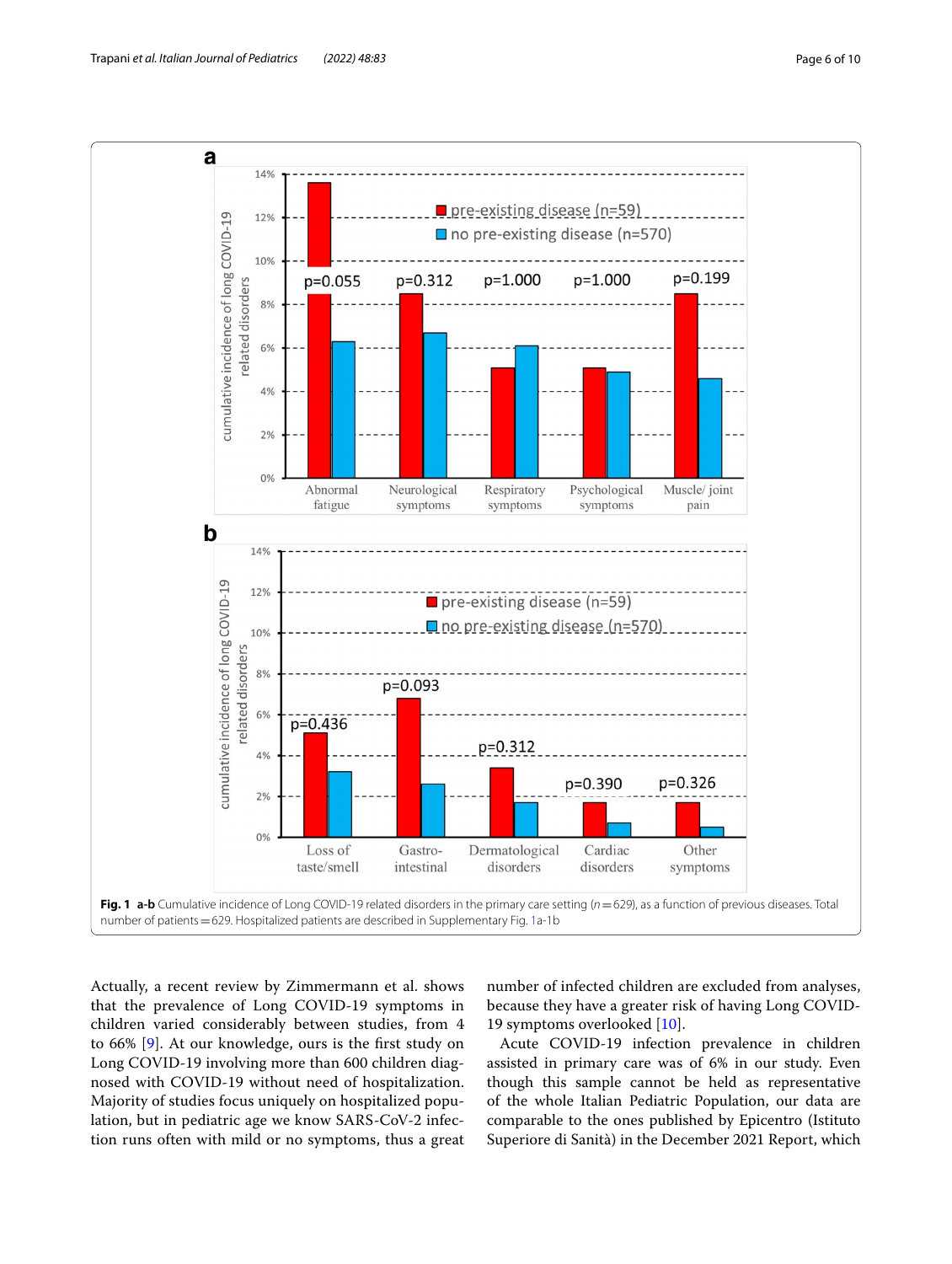**Fig. 1 a-b** Cumulative incidence of Long COVID-19 related disorders in the primary care setting ($n = 629$), as a function of previous diseases. Total number of patients = 629. Hospitalized patients are described in Supplementary Fig. 1a-1b

Actually, a recent review by Zimmermann et al. shows that the prevalence of Long COVID-19 symptoms in children varied considerably between studies, from 4 to 66% [9]. At our knowledge, ours is the first study on Long COVID-19 involving more than 600 children diagnosed with COVID-19 without need of hospitalization. Majority of studies focus uniquely on hospitalized population, but in pediatric age we know SARS-CoV-2 infection runs often with mild or no symptoms, thus a great number of infected children are excluded from analyses, because they have a greater risk of having Long COVID-19 symptoms overlooked [10].

Acute COVID-19 infection prevalence in children assisted in primary care was of 6% in our study. Even though this sample cannot be held as representative of the whole Italian Pediatric Population, our data are comparable to the ones published by Epicentro (Istituto Superiore di Sanità) in the December 2021 Report, which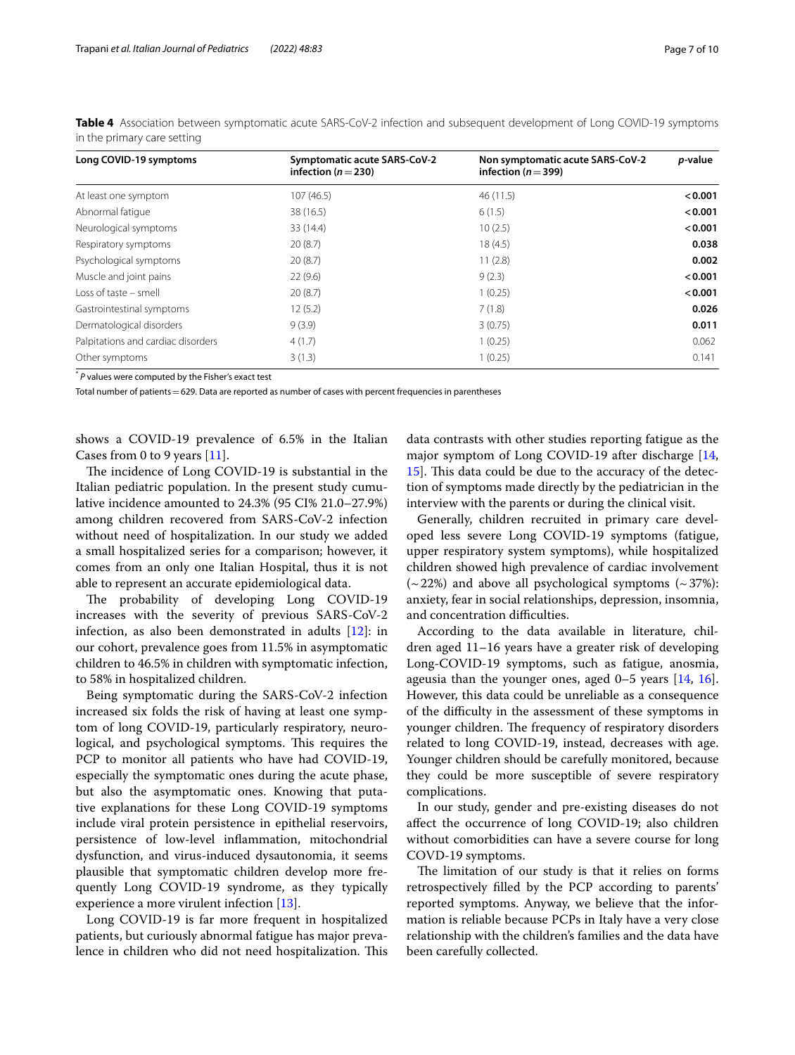**Table 4** Association between symptomatic acute SARS-CoV-2 infection and subsequent development of Long COVID-19 symptoms in the primary care setting

| Long COVID-19 symptoms | Symptomatic acute SARS-CoV-2 infection ($n = 230$) | Non symptomatic acute SARS-CoV-2 infection ($n = 399$) | *p*-value |
|---|---|---|---|
| At least one symptom | 107 (46.5) | 46 (11.5) | **< 0.001** |
| Abnormal fatigue | 38 (16.5) | 6 (1.5) | **< 0.001** |
| Neurological symptoms | 33 (14.4) | 10 (2.5) | **< 0.001** |
| Respiratory symptoms | 20 (8.7) | 18 (4.5) | **0.038** |
| Psychological symptoms | 20 (8.7) | 11 (2.8) | **0.002** |
| Muscle and joint pains | 22 (9.6) | 9 (2.3) | **< 0.001** |
| Loss of taste – smell | 20 (8.7) | 1 (0.25) | **< 0.001** |
| Gastrointestinal symptoms | 12 (5.2) | 7 (1.8) | **0.026** |
| Dermatological disorders | 9 (3.9) | 3 (0.75) | **0.011** |
| Palpitations and cardiac disorders | 4 (1.7) | 1 (0.25) | 0.062 |
| Other symptoms | 3 (1.3) | 1 (0.25) | 0.141 |

[*] *P* values were computed by the Fisher's exact test

Total number of patients = 629. Data are reported as number of cases with percent frequencies in parentheses

shows a COVID-19 prevalence of 6.5% in the Italian Cases from 0 to 9 years [11].

The incidence of Long COVID-19 is substantial in the Italian pediatric population. In the present study cumulative incidence amounted to 24.3% (95 CI% 21.0–27.9%) among children recovered from SARS-CoV-2 infection without need of hospitalization. In our study we added a small hospitalized series for a comparison; however, it comes from an only one Italian Hospital, thus it is not able to represent an accurate epidemiological data.

The probability of developing Long COVID-19 increases with the severity of previous SARS-CoV-2 infection, as also been demonstrated in adults [12]: in our cohort, prevalence goes from 11.5% in asymptomatic children to 46.5% in children with symptomatic infection, to 58% in hospitalized children.

Being symptomatic during the SARS-CoV-2 infection increased six folds the risk of having at least one symptom of long COVID-19, particularly respiratory, neurological, and psychological symptoms. This requires the PCP to monitor all patients who have had COVID-19, especially the symptomatic ones during the acute phase, but also the asymptomatic ones. Knowing that putative explanations for these Long COVID-19 symptoms include viral protein persistence in epithelial reservoirs, persistence of low-level inflammation, mitochondrial dysfunction, and virus-induced dysautonomia, it seems plausible that symptomatic children develop more frequently Long COVID-19 syndrome, as they typically experience a more virulent infection [13].

Long COVID-19 is far more frequent in hospitalized patients, but curiously abnormal fatigue has major prevalence in children who did not need hospitalization. This data contrasts with other studies reporting fatigue as the major symptom of Long COVID-19 after discharge [14, 15]. This data could be due to the accuracy of the detection of symptoms made directly by the pediatrician in the interview with the parents or during the clinical visit.

Generally, children recruited in primary care developed less severe Long COVID-19 symptoms (fatigue, upper respiratory system symptoms), while hospitalized children showed high prevalence of cardiac involvement (~22%) and above all psychological symptoms (~37%): anxiety, fear in social relationships, depression, insomnia, and concentration difficulties.

According to the data available in literature, children aged 11–16 years have a greater risk of developing Long-COVID-19 symptoms, such as fatigue, anosmia, ageusia than the younger ones, aged 0–5 years [14, 16]. However, this data could be unreliable as a consequence of the difficulty in the assessment of these symptoms in younger children. The frequency of respiratory disorders related to long COVID-19, instead, decreases with age. Younger children should be carefully monitored, because they could be more susceptible of severe respiratory complications.

In our study, gender and pre-existing diseases do not affect the occurrence of long COVID-19; also children without comorbidities can have a severe course for long COVD-19 symptoms.

The limitation of our study is that it relies on forms retrospectively filled by the PCP according to parents' reported symptoms. Anyway, we believe that the information is reliable because PCPs in Italy have a very close relationship with the children's families and the data have been carefully collected.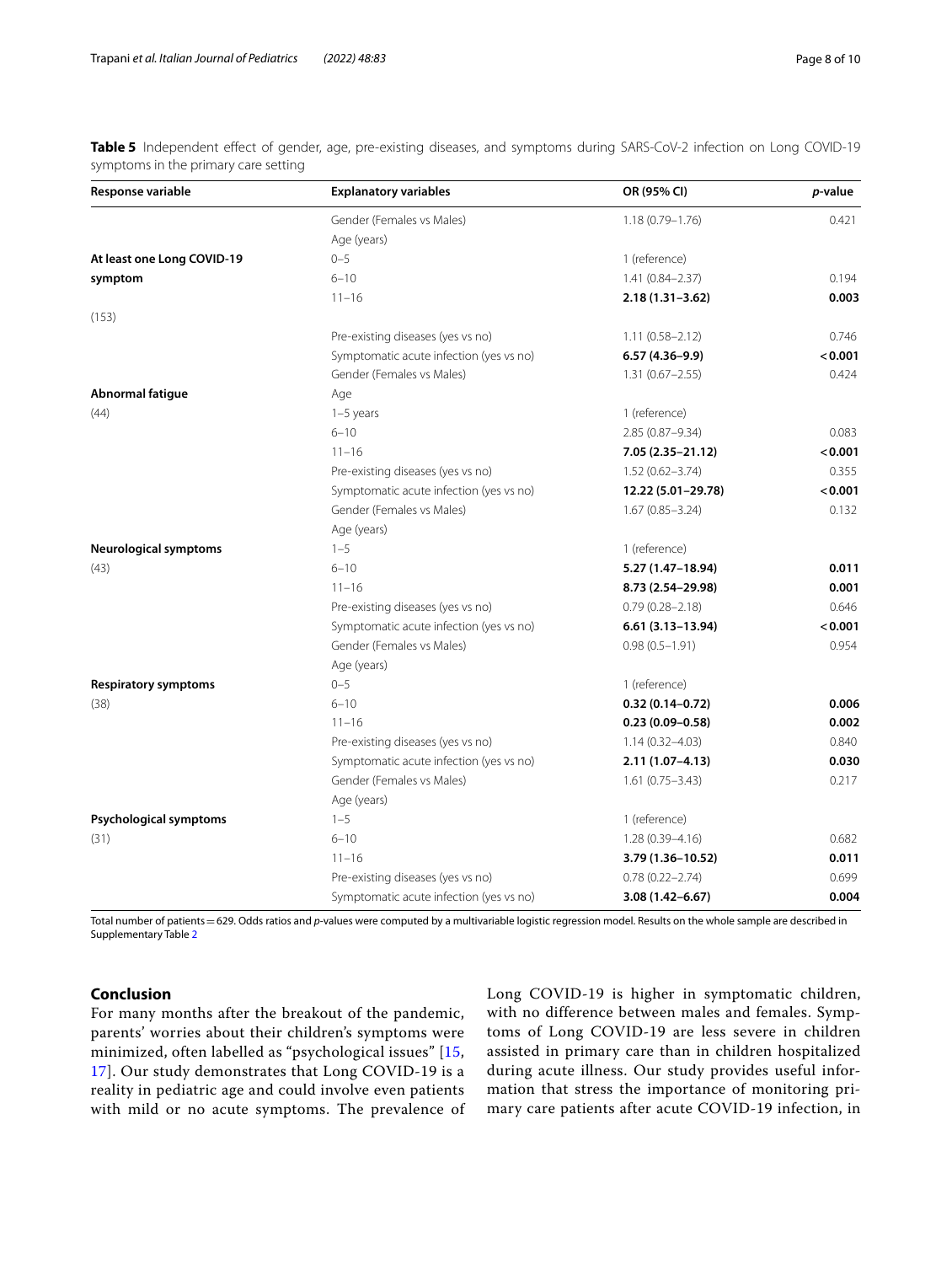**Table 5** Independent effect of gender, age, pre-existing diseases, and symptoms during SARS-CoV-2 infection on Long COVID-19 symptoms in the primary care setting

| Response variable | Explanatory variables | OR (95% CI) | *p*-value |
|---|---|---|---|
| **At least one Long COVID-19 symptom** (153) | Gender (Females vs Males) | 1.18 (0.79–1.76) | 0.421 |
| | Age (years) | | |
| | 0–5 | 1 (reference) | |
| | 6–10 | 1.41 (0.84–2.37) | 0.194 |
| | 11–16 | **2.18 (1.31–3.62)** | **0.003** |
| | Pre-existing diseases (yes vs no) | 1.11 (0.58–2.12) | 0.746 |
| | Symptomatic acute infection (yes vs no) | **6.57 (4.36–9.9)** | **< 0.001** |
| **Abnormal fatigue** (44) | Gender (Females vs Males) | 1.31 (0.67–2.55) | 0.424 |
| | Age | | |
| | 1–5 years | 1 (reference) | |
| | 6–10 | 2.85 (0.87–9.34) | 0.083 |
| | 11–16 | **7.05 (2.35–21.12)** | **< 0.001** |
| | Pre-existing diseases (yes vs no) | 1.52 (0.62–3.74) | 0.355 |
| | Symptomatic acute infection (yes vs no) | **12.22 (5.01–29.78)** | **< 0.001** |
| **Neurological symptoms** (43) | Gender (Females vs Males) | 1.67 (0.85–3.24) | 0.132 |
| | Age (years) | | |
| | 1–5 | 1 (reference) | |
| | 6–10 | **5.27 (1.47–18.94)** | **0.011** |
| | 11–16 | **8.73 (2.54–29.98)** | **0.001** |
| | Pre-existing diseases (yes vs no) | 0.79 (0.28–2.18) | 0.646 |
| | Symptomatic acute infection (yes vs no) | **6.61 (3.13–13.94)** | **< 0.001** |
| **Respiratory symptoms** (38) | Gender (Females vs Males) | 0.98 (0.5–1.91) | 0.954 |
| | Age (years) | | |
| | 0–5 | 1 (reference) | |
| | 6–10 | **0.32 (0.14–0.72)** | **0.006** |
| | 11–16 | **0.23 (0.09–0.58)** | **0.002** |
| | Pre-existing diseases (yes vs no) | 1.14 (0.32–4.03) | 0.840 |
| | Symptomatic acute infection (yes vs no) | **2.11 (1.07–4.13)** | **0.030** |
| **Psychological symptoms** (31) | Gender (Females vs Males) | 1.61 (0.75–3.43) | 0.217 |
| | Age (years) | | |
| | 1–5 | 1 (reference) | |
| | 6–10 | 1.28 (0.39–4.16) | 0.682 |
| | 11–16 | **3.79 (1.36–10.52)** | **0.011** |
| | Pre-existing diseases (yes vs no) | 0.78 (0.22–2.74) | 0.699 |
| | Symptomatic acute infection (yes vs no) | **3.08 (1.42–6.67)** | **0.004** |

Total number of patients = 629. Odds ratios and *p*-values were computed by a multivariable logistic regression model. Results on the whole sample are described in Supplementary Table 2

## Conclusion

For many months after the breakout of the pandemic, parents' worries about their children's symptoms were minimized, often labelled as "psychological issues" [15, 17]. Our study demonstrates that Long COVID-19 is a reality in pediatric age and could involve even patients with mild or no acute symptoms. The prevalence of Long COVID-19 is higher in symptomatic children, with no difference between males and females. Symptoms of Long COVID-19 are less severe in children assisted in primary care than in children hospitalized during acute illness. Our study provides useful information that stress the importance of monitoring primary care patients after acute COVID-19 infection, in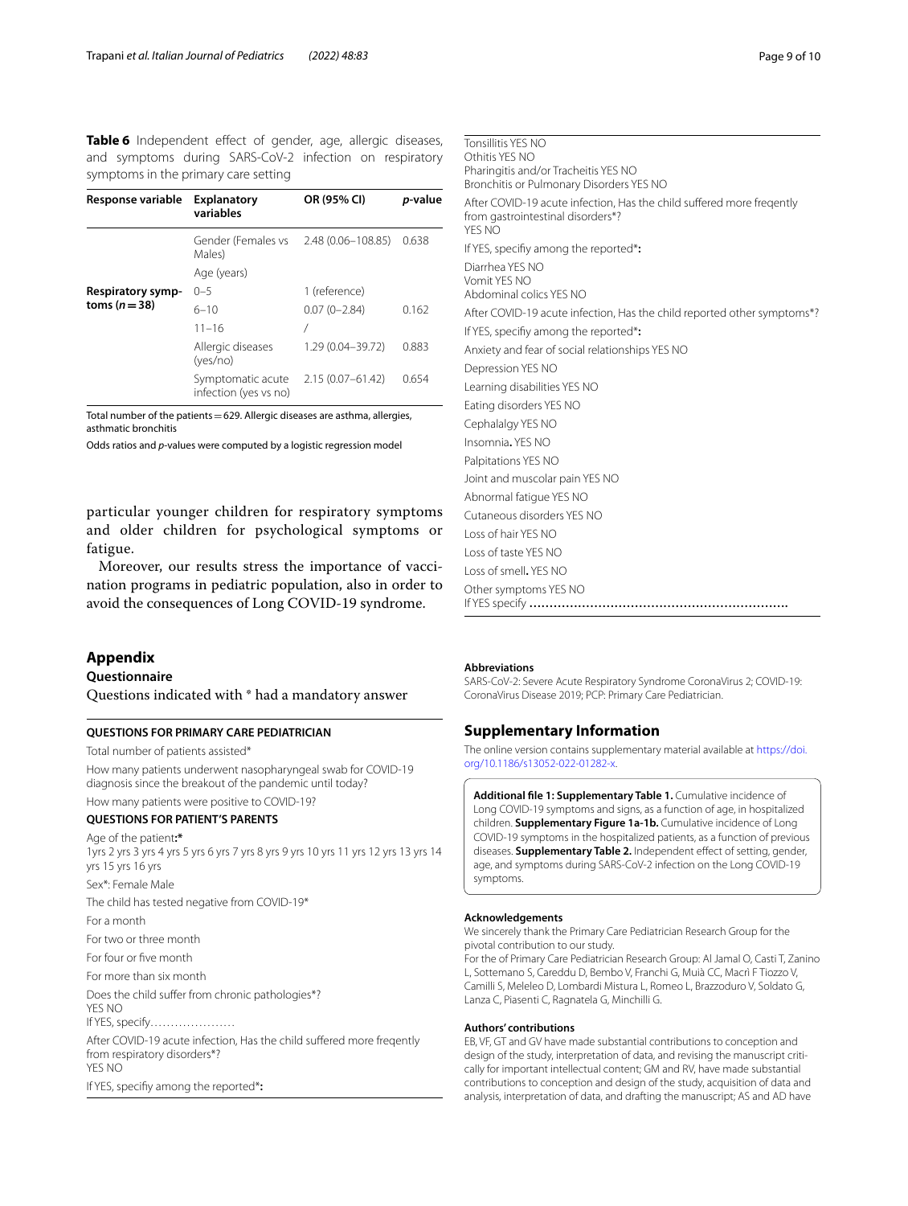**Table 6** Independent effect of gender, age, allergic diseases, and symptoms during SARS-CoV-2 infection on respiratory symptoms in the primary care setting

| Response variable | Explanatory variables | OR (95% CI) | *p*-value |
|---|---|---|---|
| **Respiratory symptoms (*n* = 38)** | Gender (Females vs Males) | 2.48 (0.06–108.85) | 0.638 |
| | Age (years) | | |
| | 0–5 | 1 (reference) | |
| | 6–10 | 0.07 (0–2.84) | 0.162 |
| | 11–16 | / | |
| | Allergic diseases (yes/no) | 1.29 (0.04–39.72) | 0.883 |
| | Symptomatic acute infection (yes vs no) | 2.15 (0.07–61.42) | 0.654 |

Total number of the patients = 629. Allergic diseases are asthma, allergies, asthmatic bronchitis

Odds ratios and *p*-values were computed by a logistic regression model

particular younger children for respiratory symptoms and older children for psychological symptoms or fatigue.

Moreover, our results stress the importance of vaccination programs in pediatric population, also in order to avoid the consequences of Long COVID-19 syndrome.

## Appendix

### Questionnaire

Questions indicated with * had a mandatory answer

**QUESTIONS FOR PRIMARY CARE PEDIATRICIAN**

Total number of patients assisted*

How many patients underwent nasopharyngeal swab for COVID-19 diagnosis since the breakout of the pandemic until today?

How many patients were positive to COVID-19?

**QUESTIONS FOR PATIENT'S PARENTS**

Age of the patient:*
1yrs 2 yrs 3 yrs 4 yrs 5 yrs 6 yrs 7 yrs 8 yrs 9 yrs 10 yrs 11 yrs 12 yrs 13 yrs 14 yrs 15 yrs 16 yrs

Sex*: Female Male

The child has tested negative from COVID-19*

For a month

For two or three month

For four or five month

For more than six month

Does the child suffer from chronic pathologies*?
YES NO
If YES, specify…………………

After COVID-19 acute infection, Has the child suffered more freqently from respiratory disorders*?
YES NO

If YES, specifiy among the reported*:

Tonsillitis YES NO
Othitis YES NO
Pharingitis and/or Tracheitis YES NO
Bronchitis or Pulmonary Disorders YES NO

After COVID-19 acute infection, Has the child suffered more freqently from gastrointestinal disorders*?
YES NO

If YES, specifiy among the reported*:

Diarrhea YES NO
Vomit YES NO
Abdominal colics YES NO

After COVID-19 acute infection, Has the child reported other symptoms*?

If YES, specifiy among the reported*:

Anxiety and fear of social relationships YES NO

Depression YES NO

Learning disabilities YES NO

Eating disorders YES NO

Cephalalgy YES NO

Insomnia. YES NO

Palpitations YES NO

Joint and muscolar pain YES NO

Abnormal fatigue YES NO

Cutaneous disorders YES NO

Loss of hair YES NO

Loss of taste YES NO

Loss of smell. YES NO

Other symptoms YES NO
If YES specify ……………………………………………………….

**Abbreviations**

SARS-CoV-2: Severe Acute Respiratory Syndrome CoronaVirus 2; COVID-19: CoronaVirus Disease 2019; PCP: Primary Care Pediatrician.

## Supplementary Information

The online version contains supplementary material available at https://doi.org/10.1186/s13052-022-01282-x.

**Additional file 1: Supplementary Table 1.** Cumulative incidence of Long COVID-19 symptoms and signs, as a function of age, in hospitalized children. **Supplementary Figure 1a-1b.** Cumulative incidence of Long COVID-19 symptoms in the hospitalized patients, as a function of previous diseases. **Supplementary Table 2.** Independent effect of setting, gender, age, and symptoms during SARS-CoV-2 infection on the Long COVID-19 symptoms.

**Acknowledgements**

We sincerely thank the Primary Care Pediatrician Research Group for the pivotal contribution to our study.
For the of Primary Care Pediatrician Research Group: Al Jamal O, Casti T, Zanino L, Sottemano S, Pareddu D, Bembo V, Franchi G, Muià CC, Macrì F Tiozzo V, Camilli S, Meleleo D, Lombardi Mistura L, Romeo L, Brazzoduro V, Soldato G, Lanza C, Piasenti C, Ragnatela G, Minchilli G.

**Authors' contributions**

EB, VF, GT and GV have made substantial contributions to conception and design of the study, interpretation of data, and revising the manuscript critically for important intellectual content; GM and RV, have made substantial contributions to conception and design of the study, acquisition of data and analysis, interpretation of data, and drafting the manuscript; AS and AD have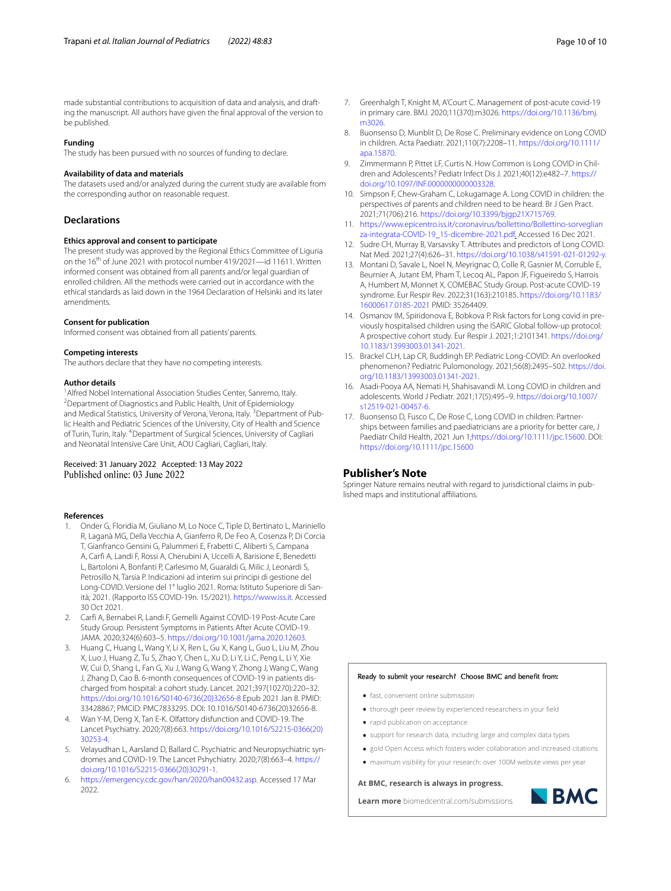made substantial contributions to acquisition of data and analysis, and drafting the manuscript. All authors have given the final approval of the version to be published.

### Funding

The study has been pursued with no sources of funding to declare.

### Availability of data and materials

The datasets used and/or analyzed during the current study are available from the corresponding author on reasonable request.

## Declarations

### Ethics approval and consent to participate

The present study was approved by the Regional Ethics Committee of Liguria on the 16th of June 2021 with protocol number 419/2021—id 11611. Written informed consent was obtained from all parents and/or legal guardian of enrolled children. All the methods were carried out in accordance with the ethical standards as laid down in the 1964 Declaration of Helsinki and its later amendments.

### Consent for publication

Informed consent was obtained from all patients' parents.

### Competing interests

The authors declare that they have no competing interests.

### Author details

[1]Alfred Nobel International Association Studies Center, Sanremo, Italy. [2]Department of Diagnostics and Public Health, Unit of Epidemiology and Medical Statistics, University of Verona, Verona, Italy. [3]Department of Public Health and Pediatric Sciences of the University, City of Health and Science of Turin, Turin, Italy. [4]Department of Surgical Sciences, University of Cagliari and Neonatal Intensive Care Unit, AOU Cagliari, Cagliari, Italy.

Received: 31 January 2022 Accepted: 13 May 2022
Published online: 03 June 2022

### References

1. Onder G, Floridia M, Giuliano M, Lo Noce C, Tiple D, Bertinato L, Mariniello R, Laganà MG, Della Vecchia A, Gianferro R, De Feo A, Cosenza P, Di Corcia T, Gianfranco Gensini G, Palummeri E, Frabetti C, Aliberti S, Campana A, Carfì A, Landi F, Rossi A, Cherubini A, Uccelli A, Barisione E, Benedetti L, Bartoloni A, Bonfanti P, Carlesimo M, Guaraldi G, Milic J, Leonardi S, Petrosillo N, Tarsia P. Indicazioni ad interim sui principi di gestione del Long-COVID. Versione del 1° luglio 2021. Roma: Istituto Superiore di Sanità; 2021. (Rapporto ISS COVID-19n. 15/2021). https://www.iss.it. Accessed 30 Oct 2021.
2. Carfì A, Bernabei R, Landi F, Gemelli Against COVID-19 Post-Acute Care Study Group. Persistent Symptoms in Patients After Acute COVID-19. JAMA. 2020;324(6):603–5. https://doi.org/10.1001/jama.2020.12603.
3. Huang C, Huang L, Wang Y, Li X, Ren L, Gu X, Kang L, Guo L, Liu M, Zhou X, Luo J, Huang Z, Tu S, Zhao Y, Chen L, Xu D, Li Y, Li C, Peng L, Li Y, Xie W, Cui D, Shang L, Fan G, Xu J, Wang G, Wang Y, Zhong J, Wang C, Wang J, Zhang D, Cao B. 6-month consequences of COVID-19 in patients discharged from hospital: a cohort study. Lancet. 2021;397(10270):220–32. https://doi.org/10.1016/S0140-6736(20)32656-8 Epub 2021 Jan 8. PMID: 33428867; PMCID: PMC7833295. DOI: 10.1016/S0140-6736(20)32656-8.
4. Wan Y-M, Deng X, Tan E-K. Olfactory disfunction and COVID-19. The Lancet Psychiatry. 2020;7(8):663. https://doi.org/10.1016/S2215-0366(20)30253-4.
5. Velayudhan L, Aarsland D, Ballard C. Psychiatric and Neuropsychiatric syndromes and COVID-19. The Lancet Pshychiatry. 2020;7(8):663–4. https://doi.org/10.1016/S2215-0366(20)30291-1.
6. https://emergency.cdc.gov/han/2020/han00432.asp. Accessed 17 Mar 2022.
7. Greenhalgh T, Knight M, A'Court C. Management of post-acute covid-19 in primary care. BMJ. 2020;11(370):m3026. https://doi.org/10.1136/bmj.m3026.
8. Buonsenso D, Munblit D, De Rose C. Preliminary evidence on Long COVID in children. Acta Paediatr. 2021;110(7):2208–11. https://doi.org/10.1111/apa.15870.
9. Zimmermann P, Pittet LF, Curtis N. How Common is Long COVID in Children and Adolescents? Pediatr Infect Dis J. 2021;40(12):e482–7. https://doi.org/10.1097/INF.0000000000003328.
10. Simpson F, Chew-Graham C, Lokugamage A. Long COVID in children: the perspectives of parents and children need to be heard. Br J Gen Pract. 2021;71(706):216. https://doi.org/10.3399/bjgp21X715769.
11. https://www.epicentro.iss.it/coronavirus/bollettino/Bollettino-sorveglianza-integrata-COVID-19_15-dicembre-2021.pdf. Accessed 16 Dec 2021.
12. Sudre CH, Murray B, Varsavsky T. Attributes and predictors of Long COVID. Nat Med. 2021;27(4):626–31. https://doi.org/10.1038/s41591-021-01292-y.
13. Montani D, Savale L, Noel N, Meyrignac O, Colle R, Gasnier M, Corruble E, Beurnier A, Jutant EM, Pham T, Lecoq AL, Papon JF, Figueiredo S, Harrois A, Humbert M, Monnet X, COMEBAC Study Group. Post-acute COVID-19 syndrome. Eur Respir Rev. 2022;31(163):210185. https://doi.org/10.1183/16000617.0185-2021 PMID: 35264409.
14. Osmanov IM, Spiridonova E, Bobkova P. Risk factors for Long covid in previously hospitalised children using the ISARIC Global follow-up protocol: A prospective cohort study. Eur Respir J. 2021;1:2101341. https://doi.org/10.1183/13993003.01341-2021.
15. Brackel CLH, Lap CR, Buddingh EP. Pediatric Long-COVID: An overlooked phenomenon? Pediatric Pulomonology. 2021;56(8):2495–502. https://doi.org/10.1183/13993003.01341-2021.
16. Asadi-Pooya AA, Nemati H, Shahisavandi M. Long COVID in children and adolescents. World J Pediatr. 2021;17(5):495–9. https://doi.org/10.1007/s12519-021-00457-6.
17. Buonsenso D, Fusco C, De Rose C, Long COVID in children: Partnerships between families and paediatricians are a priority for better care, J Paediatr Child Health, 2021 Jun 1;https://doi.org/10.1111/jpc.15600. DOI: https://doi.org/10.1111/jpc.15600

## Publisher's Note

Springer Nature remains neutral with regard to jurisdictional claims in published maps and institutional affiliations.

Ready to submit your research? Choose BMC and benefit from:

- fast, convenient online submission
- thorough peer review by experienced researchers in your field
- rapid publication on acceptance
- support for research data, including large and complex data types
- gold Open Access which fosters wider collaboration and increased citations
- maximum visibility for your research: over 100M website views per year

**At BMC, research is always in progress.**

**Learn more** biomedcentral.com/submissions

BMC